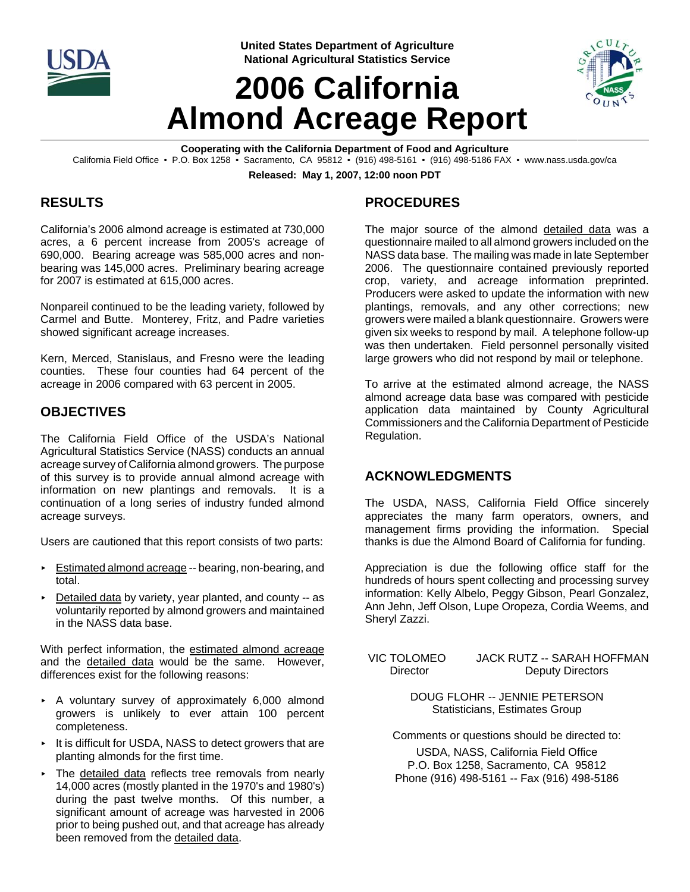United States Department of Agriculture
National Agricultural Statistics Service

# 2006 California Almond Acreage Report

**Cooperating with the California Department of Food and Agriculture**

California Field Office • P.O. Box 1258 • Sacramento, CA 95812 • (916) 498-5161 • (916) 498-5186 FAX • www.nass.usda.gov/ca

**Released: May 1, 2007, 12:00 noon PDT**

## RESULTS

California's 2006 almond acreage is estimated at 730,000 acres, a 6 percent increase from 2005's acreage of 690,000. Bearing acreage was 585,000 acres and non-bearing was 145,000 acres. Preliminary bearing acreage for 2007 is estimated at 615,000 acres.

Nonpareil continued to be the leading variety, followed by Carmel and Butte. Monterey, Fritz, and Padre varieties showed significant acreage increases.

Kern, Merced, Stanislaus, and Fresno were the leading counties. These four counties had 64 percent of the acreage in 2006 compared with 63 percent in 2005.

## OBJECTIVES

The California Field Office of the USDA's National Agricultural Statistics Service (NASS) conducts an annual acreage survey of California almond growers. The purpose of this survey is to provide annual almond acreage with information on new plantings and removals. It is a continuation of a long series of industry funded almond acreage surveys.

Users are cautioned that this report consists of two parts:

- Estimated almond acreage -- bearing, non-bearing, and total.
- Detailed data by variety, year planted, and county -- as voluntarily reported by almond growers and maintained in the NASS data base.

With perfect information, the estimated almond acreage and the detailed data would be the same. However, differences exist for the following reasons:

- A voluntary survey of approximately 6,000 almond growers is unlikely to ever attain 100 percent completeness.
- It is difficult for USDA, NASS to detect growers that are planting almonds for the first time.
- The detailed data reflects tree removals from nearly 14,000 acres (mostly planted in the 1970's and 1980's) during the past twelve months. Of this number, a significant amount of acreage was harvested in 2006 prior to being pushed out, and that acreage has already been removed from the detailed data.

## PROCEDURES

The major source of the almond detailed data was a questionnaire mailed to all almond growers included on the NASS data base. The mailing was made in late September 2006. The questionnaire contained previously reported crop, variety, and acreage information preprinted. Producers were asked to update the information with new plantings, removals, and any other corrections; new growers were mailed a blank questionnaire. Growers were given six weeks to respond by mail. A telephone follow-up was then undertaken. Field personnel personally visited large growers who did not respond by mail or telephone.

To arrive at the estimated almond acreage, the NASS almond acreage data base was compared with pesticide application data maintained by County Agricultural Commissioners and the California Department of Pesticide Regulation.

## ACKNOWLEDGMENTS

The USDA, NASS, California Field Office sincerely appreciates the many farm operators, owners, and management firms providing the information. Special thanks is due the Almond Board of California for funding.

Appreciation is due the following office staff for the hundreds of hours spent collecting and processing survey information: Kelly Albelo, Peggy Gibson, Pearl Gonzalez, Ann Jehn, Jeff Olson, Lupe Oropeza, Cordia Weems, and Sheryl Zazzi.

VIC TOLOMEO
Director

JACK RUTZ -- SARAH HOFFMAN
Deputy Directors

DOUG FLOHR -- JENNIE PETERSON
Statisticians, Estimates Group

Comments or questions should be directed to:

USDA, NASS, California Field Office
P.O. Box 1258, Sacramento, CA 95812
Phone (916) 498-5161 -- Fax (916) 498-5186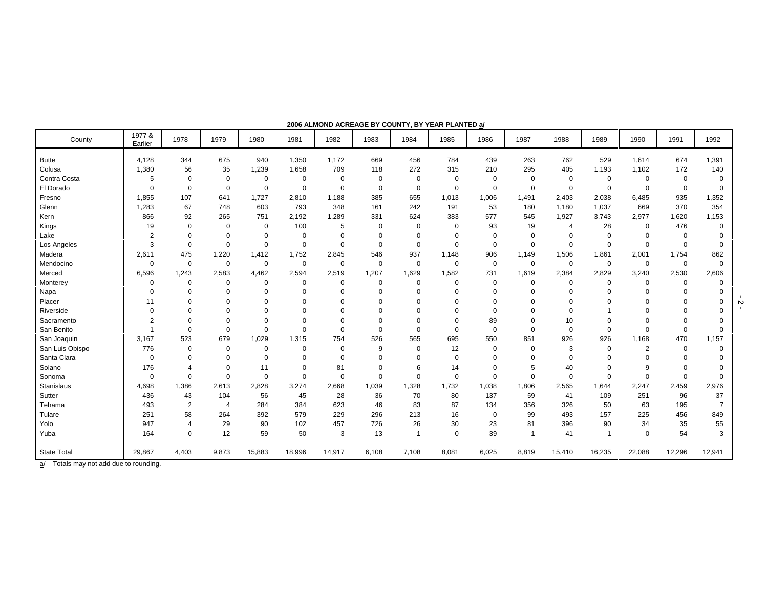**2006 ALMOND ACREAGE BY COUNTY, BY YEAR PLANTED a/**

| County | 1977 & Earlier | 1978 | 1979 | 1980 | 1981 | 1982 | 1983 | 1984 | 1985 | 1986 | 1987 | 1988 | 1989 | 1990 | 1991 | 1992 |
|---|---|---|---|---|---|---|---|---|---|---|---|---|---|---|---|---|
| Butte | 4,128 | 344 | 675 | 940 | 1,350 | 1,172 | 669 | 456 | 784 | 439 | 263 | 762 | 529 | 1,614 | 674 | 1,391 |
| Colusa | 1,380 | 56 | 35 | 1,239 | 1,658 | 709 | 118 | 272 | 315 | 210 | 295 | 405 | 1,193 | 1,102 | 172 | 140 |
| Contra Costa | 5 | 0 | 0 | 0 | 0 | 0 | 0 | 0 | 0 | 0 | 0 | 0 | 0 | 0 | 0 | 0 |
| El Dorado | 0 | 0 | 0 | 0 | 0 | 0 | 0 | 0 | 0 | 0 | 0 | 0 | 0 | 0 | 0 | 0 |
| Fresno | 1,855 | 107 | 641 | 1,727 | 2,810 | 1,188 | 385 | 655 | 1,013 | 1,006 | 1,491 | 2,403 | 2,038 | 6,485 | 935 | 1,352 |
| Glenn | 1,283 | 67 | 748 | 603 | 793 | 348 | 161 | 242 | 191 | 53 | 180 | 1,180 | 1,037 | 669 | 370 | 354 |
| Kern | 866 | 92 | 265 | 751 | 2,192 | 1,289 | 331 | 624 | 383 | 577 | 545 | 1,927 | 3,743 | 2,977 | 1,620 | 1,153 |
| Kings | 19 | 0 | 0 | 0 | 100 | 5 | 0 | 0 | 0 | 93 | 19 | 4 | 28 | 0 | 476 | 0 |
| Lake | 2 | 0 | 0 | 0 | 0 | 0 | 0 | 0 | 0 | 0 | 0 | 0 | 0 | 0 | 0 | 0 |
| Los Angeles | 3 | 0 | 0 | 0 | 0 | 0 | 0 | 0 | 0 | 0 | 0 | 0 | 0 | 0 | 0 | 0 |
| Madera | 2,611 | 475 | 1,220 | 1,412 | 1,752 | 2,845 | 546 | 937 | 1,148 | 906 | 1,149 | 1,506 | 1,861 | 2,001 | 1,754 | 862 |
| Mendocino | 0 | 0 | 0 | 0 | 0 | 0 | 0 | 0 | 0 | 0 | 0 | 0 | 0 | 0 | 0 | 0 |
| Merced | 6,596 | 1,243 | 2,583 | 4,462 | 2,594 | 2,519 | 1,207 | 1,629 | 1,582 | 731 | 1,619 | 2,384 | 2,829 | 3,240 | 2,530 | 2,606 |
| Monterey | 0 | 0 | 0 | 0 | 0 | 0 | 0 | 0 | 0 | 0 | 0 | 0 | 0 | 0 | 0 | 0 |
| Napa | 0 | 0 | 0 | 0 | 0 | 0 | 0 | 0 | 0 | 0 | 0 | 0 | 0 | 0 | 0 | 0 |
| Placer | 11 | 0 | 0 | 0 | 0 | 0 | 0 | 0 | 0 | 0 | 0 | 0 | 0 | 0 | 0 | 0 |
| Riverside | 0 | 0 | 0 | 0 | 0 | 0 | 0 | 0 | 0 | 0 | 0 | 0 | 1 | 0 | 0 | 0 |
| Sacramento | 2 | 0 | 0 | 0 | 0 | 0 | 0 | 0 | 0 | 89 | 0 | 10 | 0 | 0 | 0 | 0 |
| San Benito | 1 | 0 | 0 | 0 | 0 | 0 | 0 | 0 | 0 | 0 | 0 | 0 | 0 | 0 | 0 | 0 |
| San Joaquin | 3,167 | 523 | 679 | 1,029 | 1,315 | 754 | 526 | 565 | 695 | 550 | 851 | 926 | 926 | 1,168 | 470 | 1,157 |
| San Luis Obispo | 776 | 0 | 0 | 0 | 0 | 0 | 9 | 0 | 12 | 0 | 0 | 3 | 0 | 2 | 0 | 0 |
| Santa Clara | 0 | 0 | 0 | 0 | 0 | 0 | 0 | 0 | 0 | 0 | 0 | 0 | 0 | 0 | 0 | 0 |
| Solano | 176 | 4 | 0 | 11 | 0 | 81 | 0 | 6 | 14 | 0 | 5 | 40 | 0 | 9 | 0 | 0 |
| Sonoma | 0 | 0 | 0 | 0 | 0 | 0 | 0 | 0 | 0 | 0 | 0 | 0 | 0 | 0 | 0 | 0 |
| Stanislaus | 4,698 | 1,386 | 2,613 | 2,828 | 3,274 | 2,668 | 1,039 | 1,328 | 1,732 | 1,038 | 1,806 | 2,565 | 1,644 | 2,247 | 2,459 | 2,976 |
| Sutter | 436 | 43 | 104 | 56 | 45 | 28 | 36 | 70 | 80 | 137 | 59 | 41 | 109 | 251 | 96 | 37 |
| Tehama | 493 | 2 | 4 | 284 | 384 | 623 | 46 | 83 | 87 | 134 | 356 | 326 | 50 | 63 | 195 | 7 |
| Tulare | 251 | 58 | 264 | 392 | 579 | 229 | 296 | 213 | 16 | 0 | 99 | 493 | 157 | 225 | 456 | 849 |
| Yolo | 947 | 4 | 29 | 90 | 102 | 457 | 726 | 26 | 30 | 23 | 81 | 396 | 90 | 34 | 35 | 55 |
| Yuba | 164 | 0 | 12 | 59 | 50 | 3 | 13 | 1 | 0 | 39 | 1 | 41 | 1 | 0 | 54 | 3 |
| State Total | 29,867 | 4,403 | 9,873 | 15,883 | 18,996 | 14,917 | 6,108 | 7,108 | 8,081 | 6,025 | 8,819 | 15,410 | 16,235 | 22,088 | 12,296 | 12,941 |

a/ Totals may not add due to rounding.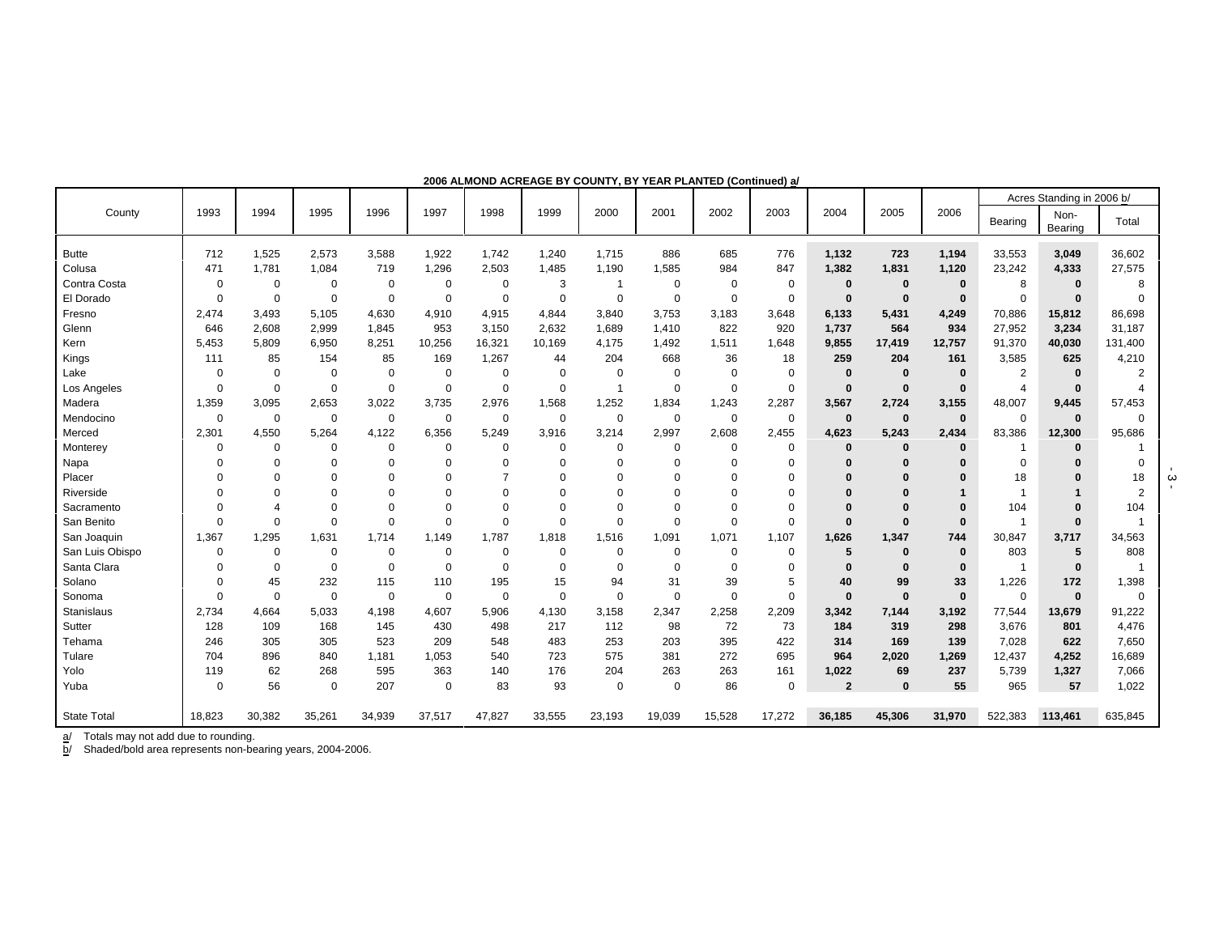**2006 ALMOND ACREAGE BY COUNTY, BY YEAR PLANTED (Continued) a/**

| County | 1993 | 1994 | 1995 | 1996 | 1997 | 1998 | 1999 | 2000 | 2001 | 2002 | 2003 | 2004 | 2005 | 2006 | Acres Standing in 2006 b/ | | |
|---|---|---|---|---|---|---|---|---|---|---|---|---|---|---|---|---|---|
| | | | | | | | | | | | | | | | Bearing | Non-Bearing | Total |
| Butte | 712 | 1,525 | 2,573 | 3,588 | 1,922 | 1,742 | 1,240 | 1,715 | 886 | 685 | 776 | **1,132** | **723** | **1,194** | 33,553 | **3,049** | 36,602 |
| Colusa | 471 | 1,781 | 1,084 | 719 | 1,296 | 2,503 | 1,485 | 1,190 | 1,585 | 984 | 847 | **1,382** | **1,831** | **1,120** | 23,242 | **4,333** | 27,575 |
| Contra Costa | 0 | 0 | 0 | 0 | 0 | 0 | 3 | 1 | 0 | 0 | 0 | **0** | **0** | **0** | 8 | **0** | 8 |
| El Dorado | 0 | 0 | 0 | 0 | 0 | 0 | 0 | 0 | 0 | 0 | 0 | **0** | **0** | **0** | 0 | **0** | 0 |
| Fresno | 2,474 | 3,493 | 5,105 | 4,630 | 4,910 | 4,915 | 4,844 | 3,840 | 3,753 | 3,183 | 3,648 | **6,133** | **5,431** | **4,249** | 70,886 | **15,812** | 86,698 |
| Glenn | 646 | 2,608 | 2,999 | 1,845 | 953 | 3,150 | 2,632 | 1,689 | 1,410 | 822 | 920 | **1,737** | **564** | **934** | 27,952 | **3,234** | 31,187 |
| Kern | 5,453 | 5,809 | 6,950 | 8,251 | 10,256 | 16,321 | 10,169 | 4,175 | 1,492 | 1,511 | 1,648 | **9,855** | **17,419** | **12,757** | 91,370 | **40,030** | 131,400 |
| Kings | 111 | 85 | 154 | 85 | 169 | 1,267 | 44 | 204 | 668 | 36 | 18 | **259** | **204** | **161** | 3,585 | **625** | 4,210 |
| Lake | 0 | 0 | 0 | 0 | 0 | 0 | 0 | 0 | 0 | 0 | 0 | **0** | **0** | **0** | 2 | **0** | 2 |
| Los Angeles | 0 | 0 | 0 | 0 | 0 | 0 | 0 | 1 | 0 | 0 | 0 | **0** | **0** | **0** | 4 | **0** | 4 |
| Madera | 1,359 | 3,095 | 2,653 | 3,022 | 3,735 | 2,976 | 1,568 | 1,252 | 1,834 | 1,243 | 2,287 | **3,567** | **2,724** | **3,155** | 48,007 | **9,445** | 57,453 |
| Mendocino | 0 | 0 | 0 | 0 | 0 | 0 | 0 | 0 | 0 | 0 | 0 | **0** | **0** | **0** | 0 | **0** | 0 |
| Merced | 2,301 | 4,550 | 5,264 | 4,122 | 6,356 | 5,249 | 3,916 | 3,214 | 2,997 | 2,608 | 2,455 | **4,623** | **5,243** | **2,434** | 83,386 | **12,300** | 95,686 |
| Monterey | 0 | 0 | 0 | 0 | 0 | 0 | 0 | 0 | 0 | 0 | 0 | **0** | **0** | **0** | 1 | **0** | 1 |
| Napa | 0 | 0 | 0 | 0 | 0 | 0 | 0 | 0 | 0 | 0 | 0 | **0** | **0** | **0** | 0 | **0** | 0 |
| Placer | 0 | 0 | 0 | 0 | 0 | 7 | 0 | 0 | 0 | 0 | 0 | **0** | **0** | **0** | 18 | **0** | 18 |
| Riverside | 0 | 0 | 0 | 0 | 0 | 0 | 0 | 0 | 0 | 0 | 0 | **0** | **0** | **1** | 1 | **1** | 2 |
| Sacramento | 0 | 4 | 0 | 0 | 0 | 0 | 0 | 0 | 0 | 0 | 0 | **0** | **0** | **0** | 104 | **0** | 104 |
| San Benito | 0 | 0 | 0 | 0 | 0 | 0 | 0 | 0 | 0 | 0 | 0 | **0** | **0** | **0** | 1 | **0** | 1 |
| San Joaquin | 1,367 | 1,295 | 1,631 | 1,714 | 1,149 | 1,787 | 1,818 | 1,516 | 1,091 | 1,071 | 1,107 | **1,626** | **1,347** | **744** | 30,847 | **3,717** | 34,563 |
| San Luis Obispo | 0 | 0 | 0 | 0 | 0 | 0 | 0 | 0 | 0 | 0 | 0 | **5** | **0** | **0** | 803 | **5** | 808 |
| Santa Clara | 0 | 0 | 0 | 0 | 0 | 0 | 0 | 0 | 0 | 0 | 0 | **0** | **0** | **0** | 1 | **0** | 1 |
| Solano | 0 | 45 | 232 | 115 | 110 | 195 | 15 | 94 | 31 | 39 | 5 | **40** | **99** | **33** | 1,226 | **172** | 1,398 |
| Sonoma | 0 | 0 | 0 | 0 | 0 | 0 | 0 | 0 | 0 | 0 | 0 | **0** | **0** | **0** | 0 | **0** | 0 |
| Stanislaus | 2,734 | 4,664 | 5,033 | 4,198 | 4,607 | 5,906 | 4,130 | 3,158 | 2,347 | 2,258 | 2,209 | **3,342** | **7,144** | **3,192** | 77,544 | **13,679** | 91,222 |
| Sutter | 128 | 109 | 168 | 145 | 430 | 498 | 217 | 112 | 98 | 72 | 73 | **184** | **319** | **298** | 3,676 | **801** | 4,476 |
| Tehama | 246 | 305 | 305 | 523 | 209 | 548 | 483 | 253 | 203 | 395 | 422 | **314** | **169** | **139** | 7,028 | **622** | 7,650 |
| Tulare | 704 | 896 | 840 | 1,181 | 1,053 | 540 | 723 | 575 | 381 | 272 | 695 | **964** | **2,020** | **1,269** | 12,437 | **4,252** | 16,689 |
| Yolo | 119 | 62 | 268 | 595 | 363 | 140 | 176 | 204 | 263 | 263 | 161 | **1,022** | **69** | **237** | 5,739 | **1,327** | 7,066 |
| Yuba | 0 | 56 | 0 | 207 | 0 | 83 | 93 | 0 | 0 | 86 | 0 | **2** | **0** | **55** | 965 | **57** | 1,022 |
| State Total | 18,823 | 30,382 | 35,261 | 34,939 | 37,517 | 47,827 | 33,555 | 23,193 | 19,039 | 15,528 | 17,272 | **36,185** | **45,306** | **31,970** | 522,383 | **113,461** | 635,845 |

a/ Totals may not add due to rounding.
b/ Shaded/bold area represents non-bearing years, 2004-2006.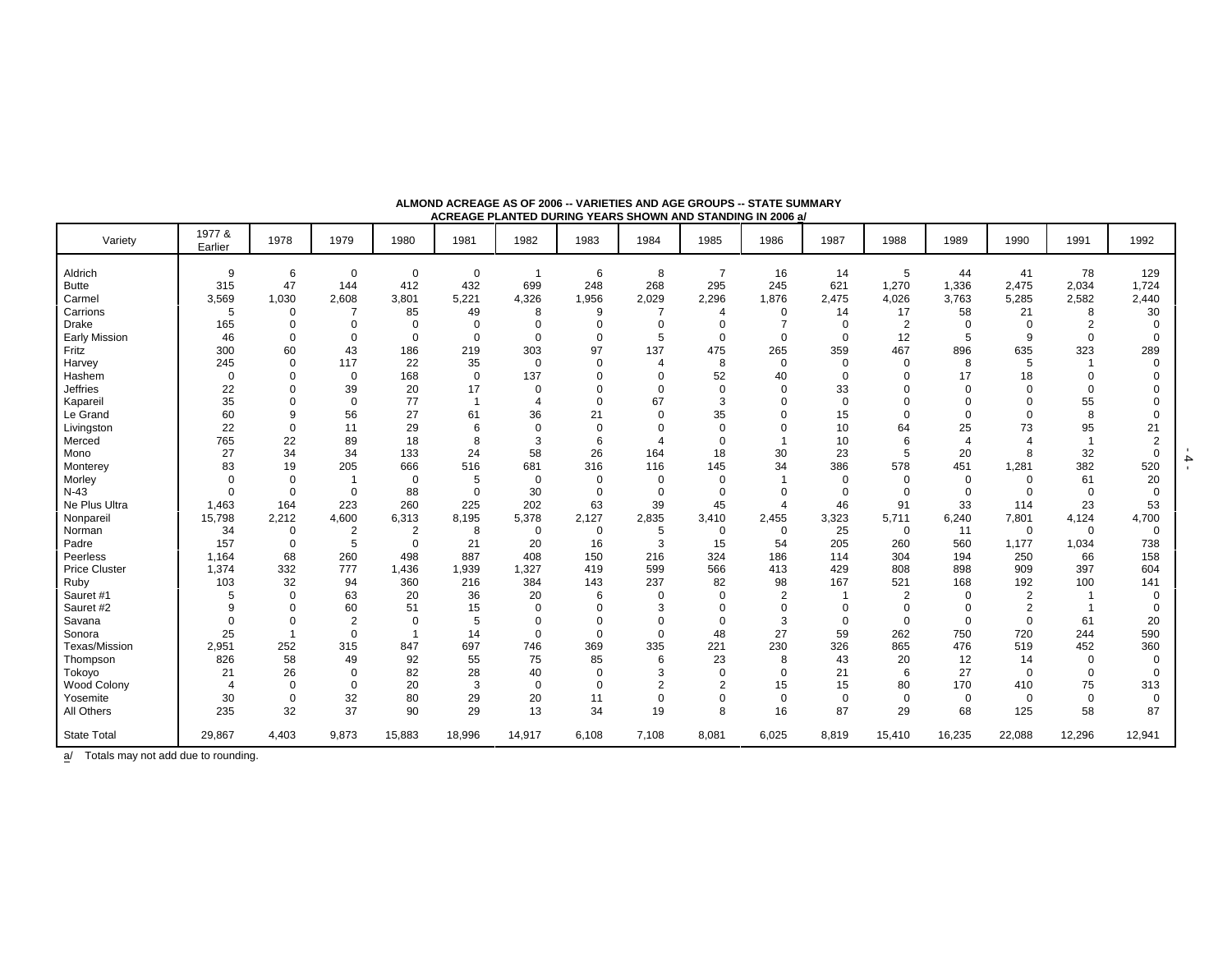**ALMOND ACREAGE AS OF 2006 -- VARIETIES AND AGE GROUPS -- STATE SUMMARY**
**ACREAGE PLANTED DURING YEARS SHOWN AND STANDING IN 2006 a/**

| Variety | 1977 & Earlier | 1978 | 1979 | 1980 | 1981 | 1982 | 1983 | 1984 | 1985 | 1986 | 1987 | 1988 | 1989 | 1990 | 1991 | 1992 |
|---|---|---|---|---|---|---|---|---|---|---|---|---|---|---|---|---|
| Aldrich | 9 | 6 | 0 | 0 | 0 | 1 | 6 | 8 | 7 | 16 | 14 | 5 | 44 | 41 | 78 | 129 |
| Butte | 315 | 47 | 144 | 412 | 432 | 699 | 248 | 268 | 295 | 245 | 621 | 1,270 | 1,336 | 2,475 | 2,034 | 1,724 |
| Carmel | 3,569 | 1,030 | 2,608 | 3,801 | 5,221 | 4,326 | 1,956 | 2,029 | 2,296 | 1,876 | 2,475 | 4,026 | 3,763 | 5,285 | 2,582 | 2,440 |
| Carrions | 5 | 0 | 7 | 85 | 49 | 8 | 9 | 7 | 4 | 0 | 14 | 17 | 58 | 21 | 8 | 30 |
| Drake | 165 | 0 | 0 | 0 | 0 | 0 | 0 | 0 | 0 | 7 | 0 | 2 | 0 | 0 | 2 | 0 |
| Early Mission | 46 | 0 | 0 | 0 | 0 | 0 | 0 | 5 | 0 | 0 | 0 | 12 | 5 | 9 | 0 | 0 |
| Fritz | 300 | 60 | 43 | 186 | 219 | 303 | 97 | 137 | 475 | 265 | 359 | 467 | 896 | 635 | 323 | 289 |
| Harvey | 245 | 0 | 117 | 22 | 35 | 0 | 0 | 4 | 8 | 0 | 0 | 0 | 8 | 5 | 1 | 0 |
| Hashem | 0 | 0 | 0 | 168 | 0 | 137 | 0 | 0 | 52 | 40 | 0 | 0 | 17 | 18 | 0 | 0 |
| Jeffries | 22 | 0 | 39 | 20 | 17 | 0 | 0 | 0 | 0 | 0 | 33 | 0 | 0 | 0 | 0 | 0 |
| Kapareil | 35 | 0 | 0 | 77 | 1 | 4 | 0 | 67 | 3 | 0 | 0 | 0 | 0 | 0 | 55 | 0 |
| Le Grand | 60 | 9 | 56 | 27 | 61 | 36 | 21 | 0 | 35 | 0 | 15 | 0 | 0 | 0 | 8 | 0 |
| Livingston | 22 | 0 | 11 | 29 | 6 | 0 | 0 | 0 | 0 | 0 | 10 | 64 | 25 | 73 | 95 | 21 |
| Merced | 765 | 22 | 89 | 18 | 8 | 3 | 6 | 4 | 0 | 1 | 10 | 6 | 4 | 4 | 1 | 2 |
| Mono | 27 | 34 | 34 | 133 | 24 | 58 | 26 | 164 | 18 | 30 | 23 | 5 | 20 | 8 | 32 | 0 |
| Monterey | 83 | 19 | 205 | 666 | 516 | 681 | 316 | 116 | 145 | 34 | 386 | 578 | 451 | 1,281 | 382 | 520 |
| Morley | 0 | 0 | 1 | 0 | 5 | 0 | 0 | 0 | 0 | 1 | 0 | 0 | 0 | 0 | 61 | 20 |
| N-43 | 0 | 0 | 0 | 88 | 0 | 30 | 0 | 0 | 0 | 0 | 0 | 0 | 0 | 0 | 0 | 0 |
| Ne Plus Ultra | 1,463 | 164 | 223 | 260 | 225 | 202 | 63 | 39 | 45 | 4 | 46 | 91 | 33 | 114 | 23 | 53 |
| Nonpareil | 15,798 | 2,212 | 4,600 | 6,313 | 8,195 | 5,378 | 2,127 | 2,835 | 3,410 | 2,455 | 3,323 | 5,711 | 6,240 | 7,801 | 4,124 | 4,700 |
| Norman | 34 | 0 | 2 | 2 | 8 | 0 | 0 | 5 | 0 | 0 | 25 | 0 | 11 | 0 | 0 | 0 |
| Padre | 157 | 0 | 5 | 0 | 21 | 20 | 16 | 3 | 15 | 54 | 205 | 260 | 560 | 1,177 | 1,034 | 738 |
| Peerless | 1,164 | 68 | 260 | 498 | 887 | 408 | 150 | 216 | 324 | 186 | 114 | 304 | 194 | 250 | 66 | 158 |
| Price Cluster | 1,374 | 332 | 777 | 1,436 | 1,939 | 1,327 | 419 | 599 | 566 | 413 | 429 | 808 | 898 | 909 | 397 | 604 |
| Ruby | 103 | 32 | 94 | 360 | 216 | 384 | 143 | 237 | 82 | 98 | 167 | 521 | 168 | 192 | 100 | 141 |
| Sauret #1 | 5 | 0 | 63 | 20 | 36 | 20 | 6 | 0 | 0 | 2 | 1 | 2 | 0 | 2 | 1 | 0 |
| Sauret #2 | 9 | 0 | 60 | 51 | 15 | 0 | 0 | 3 | 0 | 0 | 0 | 0 | 0 | 2 | 1 | 0 |
| Savana | 0 | 0 | 2 | 0 | 5 | 0 | 0 | 0 | 0 | 3 | 0 | 0 | 0 | 0 | 61 | 20 |
| Sonora | 25 | 1 | 0 | 1 | 14 | 0 | 0 | 0 | 48 | 27 | 59 | 262 | 750 | 720 | 244 | 590 |
| Texas/Mission | 2,951 | 252 | 315 | 847 | 697 | 746 | 369 | 335 | 221 | 230 | 326 | 865 | 476 | 519 | 452 | 360 |
| Thompson | 826 | 58 | 49 | 92 | 55 | 75 | 85 | 6 | 23 | 8 | 43 | 20 | 12 | 14 | 0 | 0 |
| Tokoyo | 21 | 26 | 0 | 82 | 28 | 40 | 0 | 3 | 0 | 0 | 21 | 6 | 27 | 0 | 0 | 0 |
| Wood Colony | 4 | 0 | 0 | 20 | 3 | 0 | 0 | 2 | 2 | 15 | 15 | 80 | 170 | 410 | 75 | 313 |
| Yosemite | 30 | 0 | 32 | 80 | 29 | 20 | 11 | 0 | 0 | 0 | 0 | 0 | 0 | 0 | 0 | 0 |
| All Others | 235 | 32 | 37 | 90 | 29 | 13 | 34 | 19 | 8 | 16 | 87 | 29 | 68 | 125 | 58 | 87 |
| State Total | 29,867 | 4,403 | 9,873 | 15,883 | 18,996 | 14,917 | 6,108 | 7,108 | 8,081 | 6,025 | 8,819 | 15,410 | 16,235 | 22,088 | 12,296 | 12,941 |

a/ Totals may not add due to rounding.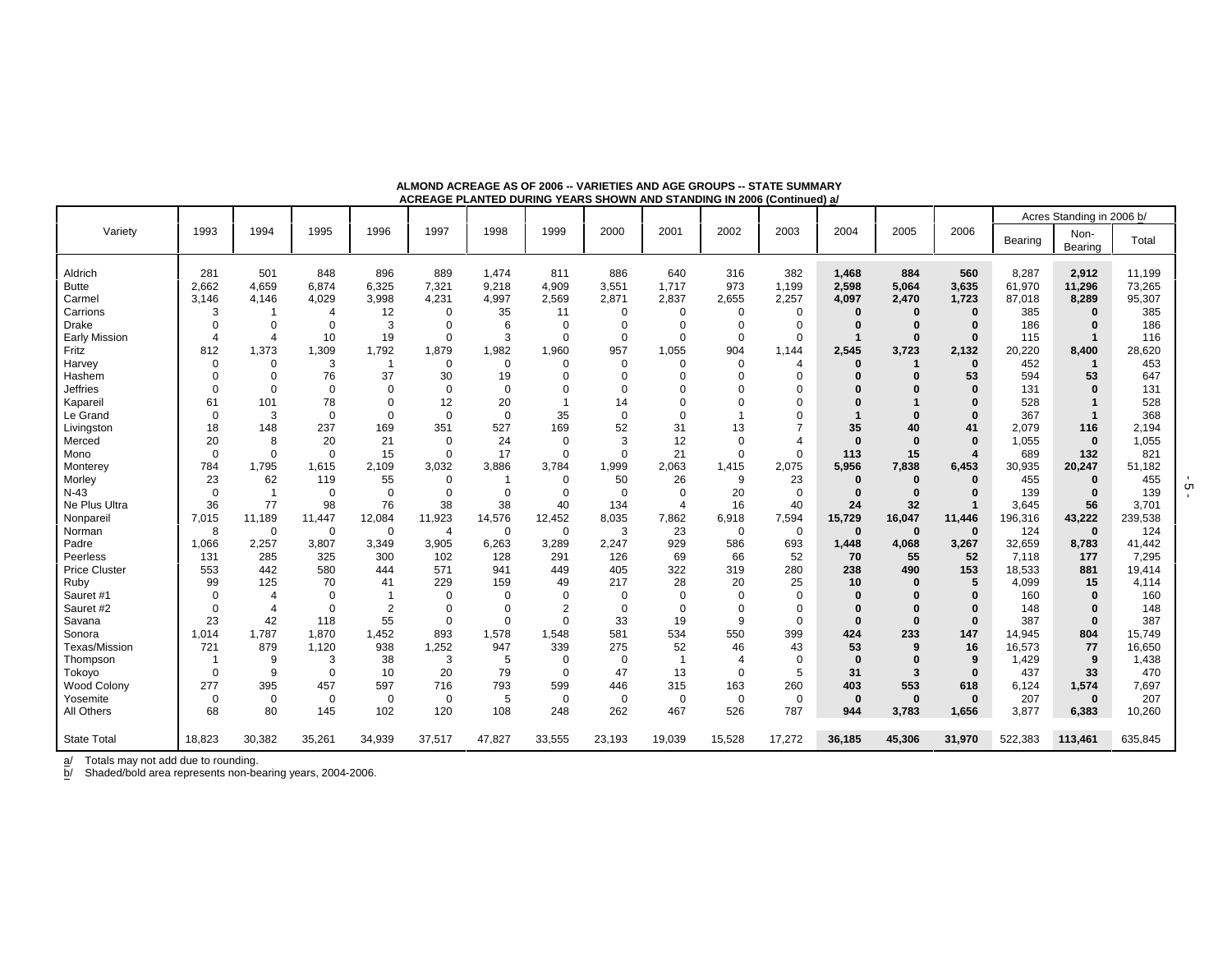**ALMOND ACREAGE AS OF 2006 -- VARIETIES AND AGE GROUPS -- STATE SUMMARY**
**ACREAGE PLANTED DURING YEARS SHOWN AND STANDING IN 2006 (Continued) a/**

| Variety | 1993 | 1994 | 1995 | 1996 | 1997 | 1998 | 1999 | 2000 | 2001 | 2002 | 2003 | 2004 | 2005 | 2006 | Acres Standing in 2006 b/ | | |
|---|---|---|---|---|---|---|---|---|---|---|---|---|---|---|---|---|---|
| | | | | | | | | | | | | | | | Bearing | Non-Bearing | Total |
| Aldrich | 281 | 501 | 848 | 896 | 889 | 1,474 | 811 | 886 | 640 | 316 | 382 | **1,468** | **884** | **560** | 8,287 | **2,912** | 11,199 |
| Butte | 2,662 | 4,659 | 6,874 | 6,325 | 7,321 | 9,218 | 4,909 | 3,551 | 1,717 | 973 | 1,199 | **2,598** | **5,064** | **3,635** | 61,970 | **11,296** | 73,265 |
| Carmel | 3,146 | 4,146 | 4,029 | 3,998 | 4,231 | 4,997 | 2,569 | 2,871 | 2,837 | 2,655 | 2,257 | **4,097** | **2,470** | **1,723** | 87,018 | **8,289** | 95,307 |
| Carrions | 3 | 1 | 4 | 12 | 0 | 35 | 11 | 0 | 0 | 0 | 0 | **0** | **0** | **0** | 385 | **0** | 385 |
| Drake | 0 | 0 | 0 | 3 | 0 | 6 | 0 | 0 | 0 | 0 | 0 | **0** | **0** | **0** | 186 | **0** | 186 |
| Early Mission | 4 | 4 | 10 | 19 | 0 | 3 | 0 | 0 | 0 | 0 | 0 | **1** | **0** | **0** | 115 | **1** | 116 |
| Fritz | 812 | 1,373 | 1,309 | 1,792 | 1,879 | 1,982 | 1,960 | 957 | 1,055 | 904 | 1,144 | **2,545** | **3,723** | **2,132** | 20,220 | **8,400** | 28,620 |
| Harvey | 0 | 0 | 3 | 1 | 0 | 0 | 0 | 0 | 0 | 0 | 4 | **0** | **1** | **0** | 452 | **1** | 453 |
| Hashem | 0 | 0 | 76 | 37 | 30 | 19 | 0 | 0 | 0 | 0 | 0 | **0** | **0** | **53** | 594 | **53** | 647 |
| Jeffries | 0 | 0 | 0 | 0 | 0 | 0 | 0 | 0 | 0 | 0 | 0 | **0** | **0** | **0** | 131 | **0** | 131 |
| Kapareil | 61 | 101 | 78 | 0 | 12 | 20 | 1 | 14 | 0 | 0 | 0 | **0** | **1** | **0** | 528 | **1** | 528 |
| Le Grand | 0 | 3 | 0 | 0 | 0 | 0 | 35 | 0 | 0 | 1 | 0 | **1** | **0** | **0** | 367 | **1** | 368 |
| Livingston | 18 | 148 | 237 | 169 | 351 | 527 | 169 | 52 | 31 | 13 | 7 | **35** | **40** | **41** | 2,079 | **116** | 2,194 |
| Merced | 20 | 8 | 20 | 21 | 0 | 24 | 0 | 3 | 12 | 0 | 4 | **0** | **0** | **0** | 1,055 | **0** | 1,055 |
| Mono | 0 | 0 | 0 | 15 | 0 | 17 | 0 | 0 | 21 | 0 | 0 | **113** | **15** | **4** | 689 | **132** | 821 |
| Monterey | 784 | 1,795 | 1,615 | 2,109 | 3,032 | 3,886 | 3,784 | 1,999 | 2,063 | 1,415 | 2,075 | **5,956** | **7,838** | **6,453** | 30,935 | **20,247** | 51,182 |
| Morley | 23 | 62 | 119 | 55 | 0 | 1 | 0 | 50 | 26 | 9 | 23 | **0** | **0** | **0** | 455 | **0** | 455 |
| N-43 | 0 | 1 | 0 | 0 | 0 | 0 | 0 | 0 | 0 | 20 | 0 | **0** | **0** | **0** | 139 | **0** | 139 |
| Ne Plus Ultra | 36 | 77 | 98 | 76 | 38 | 38 | 40 | 134 | 4 | 16 | 40 | **24** | **32** | **1** | 3,645 | **56** | 3,701 |
| Nonpareil | 7,015 | 11,189 | 11,447 | 12,084 | 11,923 | 14,576 | 12,452 | 8,035 | 7,862 | 6,918 | 7,594 | **15,729** | **16,047** | **11,446** | 196,316 | **43,222** | 239,538 |
| Norman | 8 | 0 | 0 | 0 | 4 | 0 | 0 | 3 | 23 | 0 | 0 | **0** | **0** | **0** | 124 | **0** | 124 |
| Padre | 1,066 | 2,257 | 3,807 | 3,349 | 3,905 | 6,263 | 3,289 | 2,247 | 929 | 586 | 693 | **1,448** | **4,068** | **3,267** | 32,659 | **8,783** | 41,442 |
| Peerless | 131 | 285 | 325 | 300 | 102 | 128 | 291 | 126 | 69 | 66 | 52 | **70** | **55** | **52** | 7,118 | **177** | 7,295 |
| Price Cluster | 553 | 442 | 580 | 444 | 571 | 941 | 449 | 405 | 322 | 319 | 280 | **238** | **490** | **153** | 18,533 | **881** | 19,414 |
| Ruby | 99 | 125 | 70 | 41 | 229 | 159 | 49 | 217 | 28 | 20 | 25 | **10** | **0** | **5** | 4,099 | **15** | 4,114 |
| Sauret #1 | 0 | 4 | 0 | 1 | 0 | 0 | 0 | 0 | 0 | 0 | 0 | **0** | **0** | **0** | 160 | **0** | 160 |
| Sauret #2 | 0 | 4 | 0 | 2 | 0 | 0 | 2 | 0 | 0 | 0 | 0 | **0** | **0** | **0** | 148 | **0** | 148 |
| Savana | 23 | 42 | 118 | 55 | 0 | 0 | 0 | 33 | 19 | 9 | 0 | **0** | **0** | **0** | 387 | **0** | 387 |
| Sonora | 1,014 | 1,787 | 1,870 | 1,452 | 893 | 1,578 | 1,548 | 581 | 534 | 550 | 399 | **424** | **233** | **147** | 14,945 | **804** | 15,749 |
| Texas/Mission | 721 | 879 | 1,120 | 938 | 1,252 | 947 | 339 | 275 | 52 | 46 | 43 | **53** | **9** | **16** | 16,573 | **77** | 16,650 |
| Thompson | 1 | 9 | 3 | 38 | 3 | 5 | 0 | 0 | 1 | 4 | 0 | **0** | **0** | **9** | 1,429 | **9** | 1,438 |
| Tokoyo | 0 | 9 | 0 | 10 | 20 | 79 | 0 | 47 | 13 | 0 | 5 | **31** | **3** | **0** | 437 | **33** | 470 |
| Wood Colony | 277 | 395 | 457 | 597 | 716 | 793 | 599 | 446 | 315 | 163 | 260 | **403** | **553** | **618** | 6,124 | **1,574** | 7,697 |
| Yosemite | 0 | 0 | 0 | 0 | 0 | 5 | 0 | 0 | 0 | 0 | 0 | **0** | **0** | **0** | 207 | **0** | 207 |
| All Others | 68 | 80 | 145 | 102 | 120 | 108 | 248 | 262 | 467 | 526 | 787 | **944** | **3,783** | **1,656** | 3,877 | **6,383** | 10,260 |
| State Total | 18,823 | 30,382 | 35,261 | 34,939 | 37,517 | 47,827 | 33,555 | 23,193 | 19,039 | 15,528 | 17,272 | **36,185** | **45,306** | **31,970** | 522,383 | **113,461** | 635,845 |

a/ Totals may not add due to rounding.
b/ Shaded/bold area represents non-bearing years, 2004-2006.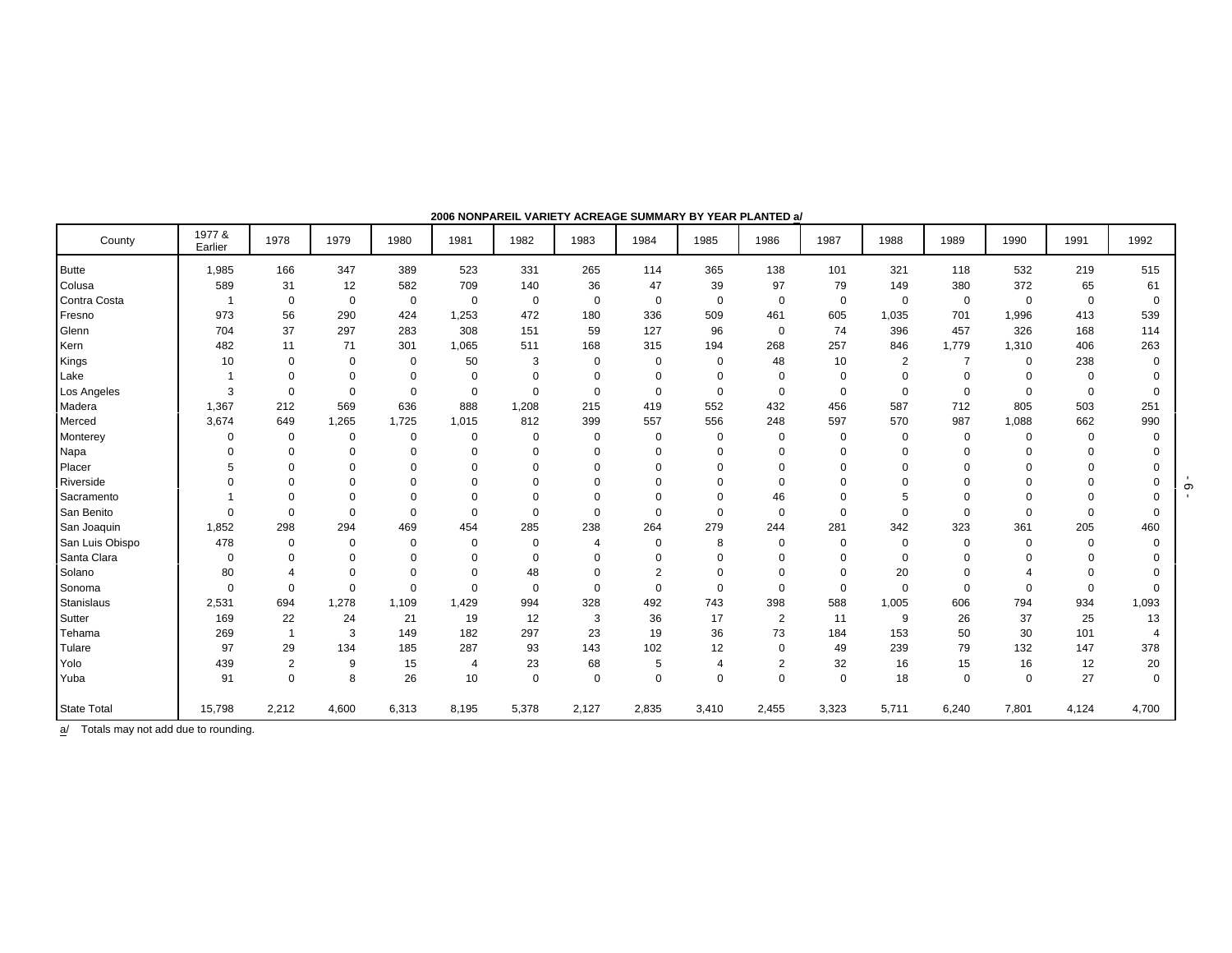**2006 NONPAREIL VARIETY ACREAGE SUMMARY BY YEAR PLANTED a/**

| County | 1977 & Earlier | 1978 | 1979 | 1980 | 1981 | 1982 | 1983 | 1984 | 1985 | 1986 | 1987 | 1988 | 1989 | 1990 | 1991 | 1992 |
|---|---|---|---|---|---|---|---|---|---|---|---|---|---|---|---|---|
| Butte | 1,985 | 166 | 347 | 389 | 523 | 331 | 265 | 114 | 365 | 138 | 101 | 321 | 118 | 532 | 219 | 515 |
| Colusa | 589 | 31 | 12 | 582 | 709 | 140 | 36 | 47 | 39 | 97 | 79 | 149 | 380 | 372 | 65 | 61 |
| Contra Costa | 1 | 0 | 0 | 0 | 0 | 0 | 0 | 0 | 0 | 0 | 0 | 0 | 0 | 0 | 0 | 0 |
| Fresno | 973 | 56 | 290 | 424 | 1,253 | 472 | 180 | 336 | 509 | 461 | 605 | 1,035 | 701 | 1,996 | 413 | 539 |
| Glenn | 704 | 37 | 297 | 283 | 308 | 151 | 59 | 127 | 96 | 0 | 74 | 396 | 457 | 326 | 168 | 114 |
| Kern | 482 | 11 | 71 | 301 | 1,065 | 511 | 168 | 315 | 194 | 268 | 257 | 846 | 1,779 | 1,310 | 406 | 263 |
| Kings | 10 | 0 | 0 | 0 | 50 | 3 | 0 | 0 | 0 | 48 | 10 | 2 | 7 | 0 | 238 | 0 |
| Lake | 1 | 0 | 0 | 0 | 0 | 0 | 0 | 0 | 0 | 0 | 0 | 0 | 0 | 0 | 0 | 0 |
| Los Angeles | 3 | 0 | 0 | 0 | 0 | 0 | 0 | 0 | 0 | 0 | 0 | 0 | 0 | 0 | 0 | 0 |
| Madera | 1,367 | 212 | 569 | 636 | 888 | 1,208 | 215 | 419 | 552 | 432 | 456 | 587 | 712 | 805 | 503 | 251 |
| Merced | 3,674 | 649 | 1,265 | 1,725 | 1,015 | 812 | 399 | 557 | 556 | 248 | 597 | 570 | 987 | 1,088 | 662 | 990 |
| Monterey | 0 | 0 | 0 | 0 | 0 | 0 | 0 | 0 | 0 | 0 | 0 | 0 | 0 | 0 | 0 | 0 |
| Napa | 0 | 0 | 0 | 0 | 0 | 0 | 0 | 0 | 0 | 0 | 0 | 0 | 0 | 0 | 0 | 0 |
| Placer | 5 | 0 | 0 | 0 | 0 | 0 | 0 | 0 | 0 | 0 | 0 | 0 | 0 | 0 | 0 | 0 |
| Riverside | 0 | 0 | 0 | 0 | 0 | 0 | 0 | 0 | 0 | 0 | 0 | 0 | 0 | 0 | 0 | 0 |
| Sacramento | 1 | 0 | 0 | 0 | 0 | 0 | 0 | 0 | 0 | 46 | 0 | 5 | 0 | 0 | 0 | 0 |
| San Benito | 0 | 0 | 0 | 0 | 0 | 0 | 0 | 0 | 0 | 0 | 0 | 0 | 0 | 0 | 0 | 0 |
| San Joaquin | 1,852 | 298 | 294 | 469 | 454 | 285 | 238 | 264 | 279 | 244 | 281 | 342 | 323 | 361 | 205 | 460 |
| San Luis Obispo | 478 | 0 | 0 | 0 | 0 | 0 | 4 | 0 | 8 | 0 | 0 | 0 | 0 | 0 | 0 | 0 |
| Santa Clara | 0 | 0 | 0 | 0 | 0 | 0 | 0 | 0 | 0 | 0 | 0 | 0 | 0 | 0 | 0 | 0 |
| Solano | 80 | 4 | 0 | 0 | 0 | 48 | 0 | 2 | 0 | 0 | 0 | 20 | 0 | 4 | 0 | 0 |
| Sonoma | 0 | 0 | 0 | 0 | 0 | 0 | 0 | 0 | 0 | 0 | 0 | 0 | 0 | 0 | 0 | 0 |
| Stanislaus | 2,531 | 694 | 1,278 | 1,109 | 1,429 | 994 | 328 | 492 | 743 | 398 | 588 | 1,005 | 606 | 794 | 934 | 1,093 |
| Sutter | 169 | 22 | 24 | 21 | 19 | 12 | 3 | 36 | 17 | 2 | 11 | 9 | 26 | 37 | 25 | 13 |
| Tehama | 269 | 1 | 3 | 149 | 182 | 297 | 23 | 19 | 36 | 73 | 184 | 153 | 50 | 30 | 101 | 4 |
| Tulare | 97 | 29 | 134 | 185 | 287 | 93 | 143 | 102 | 12 | 0 | 49 | 239 | 79 | 132 | 147 | 378 |
| Yolo | 439 | 2 | 9 | 15 | 4 | 23 | 68 | 5 | 4 | 2 | 32 | 16 | 15 | 16 | 12 | 20 |
| Yuba | 91 | 0 | 8 | 26 | 10 | 0 | 0 | 0 | 0 | 0 | 0 | 18 | 0 | 0 | 27 | 0 |
| State Total | 15,798 | 2,212 | 4,600 | 6,313 | 8,195 | 5,378 | 2,127 | 2,835 | 3,410 | 2,455 | 3,323 | 5,711 | 6,240 | 7,801 | 4,124 | 4,700 |

a/ Totals may not add due to rounding.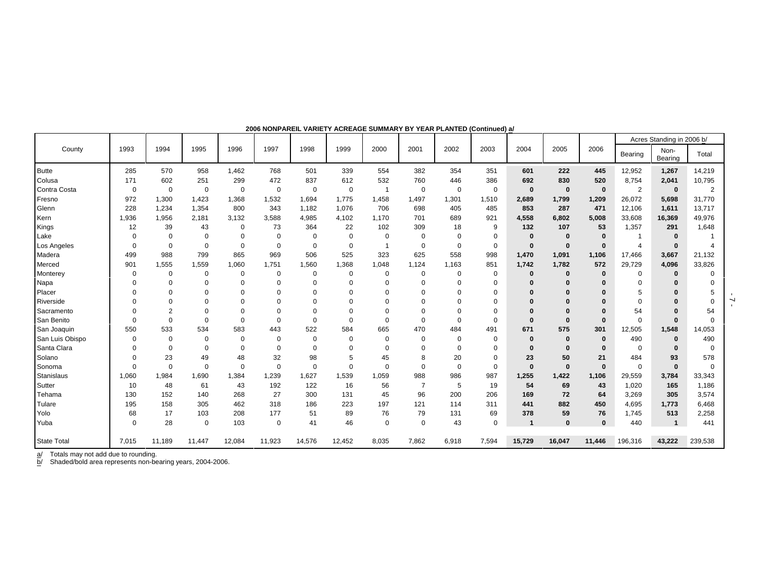**2006 NONPAREIL VARIETY ACREAGE SUMMARY BY YEAR PLANTED (Continued) a/**

| County | 1993 | 1994 | 1995 | 1996 | 1997 | 1998 | 1999 | 2000 | 2001 | 2002 | 2003 | 2004 | 2005 | 2006 | Acres Standing in 2006 b/ | | |
|---|---|---|---|---|---|---|---|---|---|---|---|---|---|---|---|---|---|
| | | | | | | | | | | | | | | | Bearing | Non-Bearing | Total |
| Butte | 285 | 570 | 958 | 1,462 | 768 | 501 | 339 | 554 | 382 | 354 | 351 | **601** | **222** | **445** | 12,952 | **1,267** | 14,219 |
| Colusa | 171 | 602 | 251 | 299 | 472 | 837 | 612 | 532 | 760 | 446 | 386 | **692** | **830** | **520** | 8,754 | **2,041** | 10,795 |
| Contra Costa | 0 | 0 | 0 | 0 | 0 | 0 | 0 | 1 | 0 | 0 | 0 | **0** | **0** | **0** | 2 | **0** | 2 |
| Fresno | 972 | 1,300 | 1,423 | 1,368 | 1,532 | 1,694 | 1,775 | 1,458 | 1,497 | 1,301 | 1,510 | **2,689** | **1,799** | **1,209** | 26,072 | **5,698** | 31,770 |
| Glenn | 228 | 1,234 | 1,354 | 800 | 343 | 1,182 | 1,076 | 706 | 698 | 405 | 485 | **853** | **287** | **471** | 12,106 | **1,611** | 13,717 |
| Kern | 1,936 | 1,956 | 2,181 | 3,132 | 3,588 | 4,985 | 4,102 | 1,170 | 701 | 689 | 921 | **4,558** | **6,802** | **5,008** | 33,608 | **16,369** | 49,976 |
| Kings | 12 | 39 | 43 | 0 | 73 | 364 | 22 | 102 | 309 | 18 | 9 | **132** | **107** | **53** | 1,357 | **291** | 1,648 |
| Lake | 0 | 0 | 0 | 0 | 0 | 0 | 0 | 0 | 0 | 0 | 0 | **0** | **0** | **0** | 1 | **0** | 1 |
| Los Angeles | 0 | 0 | 0 | 0 | 0 | 0 | 0 | 1 | 0 | 0 | 0 | **0** | **0** | **0** | 4 | **0** | 4 |
| Madera | 499 | 988 | 799 | 865 | 969 | 506 | 525 | 323 | 625 | 558 | 998 | **1,470** | **1,091** | **1,106** | 17,466 | **3,667** | 21,132 |
| Merced | 901 | 1,555 | 1,559 | 1,060 | 1,751 | 1,560 | 1,368 | 1,048 | 1,124 | 1,163 | 851 | **1,742** | **1,782** | **572** | 29,729 | **4,096** | 33,826 |
| Monterey | 0 | 0 | 0 | 0 | 0 | 0 | 0 | 0 | 0 | 0 | 0 | **0** | **0** | **0** | 0 | **0** | 0 |
| Napa | 0 | 0 | 0 | 0 | 0 | 0 | 0 | 0 | 0 | 0 | 0 | **0** | **0** | **0** | 0 | **0** | 0 |
| Placer | 0 | 0 | 0 | 0 | 0 | 0 | 0 | 0 | 0 | 0 | 0 | **0** | **0** | **0** | 5 | **0** | 5 |
| Riverside | 0 | 0 | 0 | 0 | 0 | 0 | 0 | 0 | 0 | 0 | 0 | **0** | **0** | **0** | 0 | **0** | 0 |
| Sacramento | 0 | 2 | 0 | 0 | 0 | 0 | 0 | 0 | 0 | 0 | 0 | **0** | **0** | **0** | 54 | **0** | 54 |
| San Benito | 0 | 0 | 0 | 0 | 0 | 0 | 0 | 0 | 0 | 0 | 0 | **0** | **0** | **0** | 0 | **0** | 0 |
| San Joaquin | 550 | 533 | 534 | 583 | 443 | 522 | 584 | 665 | 470 | 484 | 491 | **671** | **575** | **301** | 12,505 | **1,548** | 14,053 |
| San Luis Obispo | 0 | 0 | 0 | 0 | 0 | 0 | 0 | 0 | 0 | 0 | 0 | **0** | **0** | **0** | 490 | **0** | 490 |
| Santa Clara | 0 | 0 | 0 | 0 | 0 | 0 | 0 | 0 | 0 | 0 | 0 | **0** | **0** | **0** | 0 | **0** | 0 |
| Solano | 0 | 23 | 49 | 48 | 32 | 98 | 5 | 45 | 8 | 20 | 0 | **23** | **50** | **21** | 484 | **93** | 578 |
| Sonoma | 0 | 0 | 0 | 0 | 0 | 0 | 0 | 0 | 0 | 0 | 0 | **0** | **0** | **0** | 0 | **0** | 0 |
| Stanislaus | 1,060 | 1,984 | 1,690 | 1,384 | 1,239 | 1,627 | 1,539 | 1,059 | 988 | 986 | 987 | **1,255** | **1,422** | **1,106** | 29,559 | **3,784** | 33,343 |
| Sutter | 10 | 48 | 61 | 43 | 192 | 122 | 16 | 56 | 7 | 5 | 19 | **54** | **69** | **43** | 1,020 | **165** | 1,186 |
| Tehama | 130 | 152 | 140 | 268 | 27 | 300 | 131 | 45 | 96 | 200 | 206 | **169** | **72** | **64** | 3,269 | **305** | 3,574 |
| Tulare | 195 | 158 | 305 | 462 | 318 | 186 | 223 | 197 | 121 | 114 | 311 | **441** | **882** | **450** | 4,695 | **1,773** | 6,468 |
| Yolo | 68 | 17 | 103 | 208 | 177 | 51 | 89 | 76 | 79 | 131 | 69 | **378** | **59** | **76** | 1,745 | **513** | 2,258 |
| Yuba | 0 | 28 | 0 | 103 | 0 | 41 | 46 | 0 | 0 | 43 | 0 | **1** | **0** | **0** | 440 | **1** | 441 |
| State Total | 7,015 | 11,189 | 11,447 | 12,084 | 11,923 | 14,576 | 12,452 | 8,035 | 7,862 | 6,918 | 7,594 | **15,729** | **16,047** | **11,446** | 196,316 | **43,222** | 239,538 |

a/ Totals may not add due to rounding.
b/ Shaded/bold area represents non-bearing years, 2004-2006.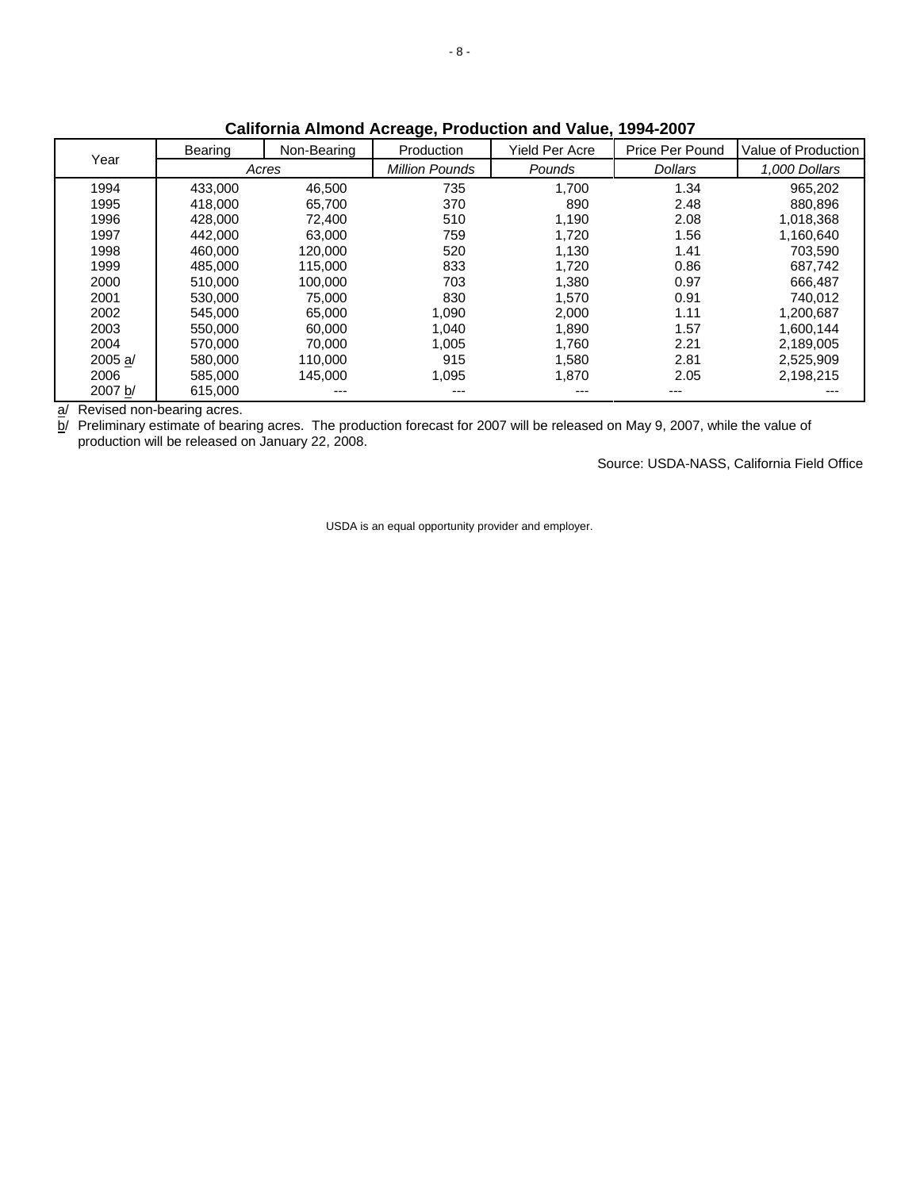## California Almond Acreage, Production and Value, 1994-2007

| Year | Bearing | Non-Bearing | Production | Yield Per Acre | Price Per Pound | Value of Production |
|---|---|---|---|---|---|---|
| | *Acres* | | *Million Pounds* | *Pounds* | *Dollars* | *1,000 Dollars* |
| 1994 | 433,000 | 46,500 | 735 | 1,700 | 1.34 | 965,202 |
| 1995 | 418,000 | 65,700 | 370 | 890 | 2.48 | 880,896 |
| 1996 | 428,000 | 72,400 | 510 | 1,190 | 2.08 | 1,018,368 |
| 1997 | 442,000 | 63,000 | 759 | 1,720 | 1.56 | 1,160,640 |
| 1998 | 460,000 | 120,000 | 520 | 1,130 | 1.41 | 703,590 |
| 1999 | 485,000 | 115,000 | 833 | 1,720 | 0.86 | 687,742 |
| 2000 | 510,000 | 100,000 | 703 | 1,380 | 0.97 | 666,487 |
| 2001 | 530,000 | 75,000 | 830 | 1,570 | 0.91 | 740,012 |
| 2002 | 545,000 | 65,000 | 1,090 | 2,000 | 1.11 | 1,200,687 |
| 2003 | 550,000 | 60,000 | 1,040 | 1,890 | 1.57 | 1,600,144 |
| 2004 | 570,000 | 70,000 | 1,005 | 1,760 | 2.21 | 2,189,005 |
| 2005 a/ | 580,000 | 110,000 | 915 | 1,580 | 2.81 | 2,525,909 |
| 2006 | 585,000 | 145,000 | 1,095 | 1,870 | 2.05 | 2,198,215 |
| 2007 b/ | 615,000 | --- | --- | --- | --- | --- |

a/ Revised non-bearing acres.

b/ Preliminary estimate of bearing acres. The production forecast for 2007 will be released on May 9, 2007, while the value of production will be released on January 22, 2008.

Source: USDA-NASS, California Field Office

USDA is an equal opportunity provider and employer.